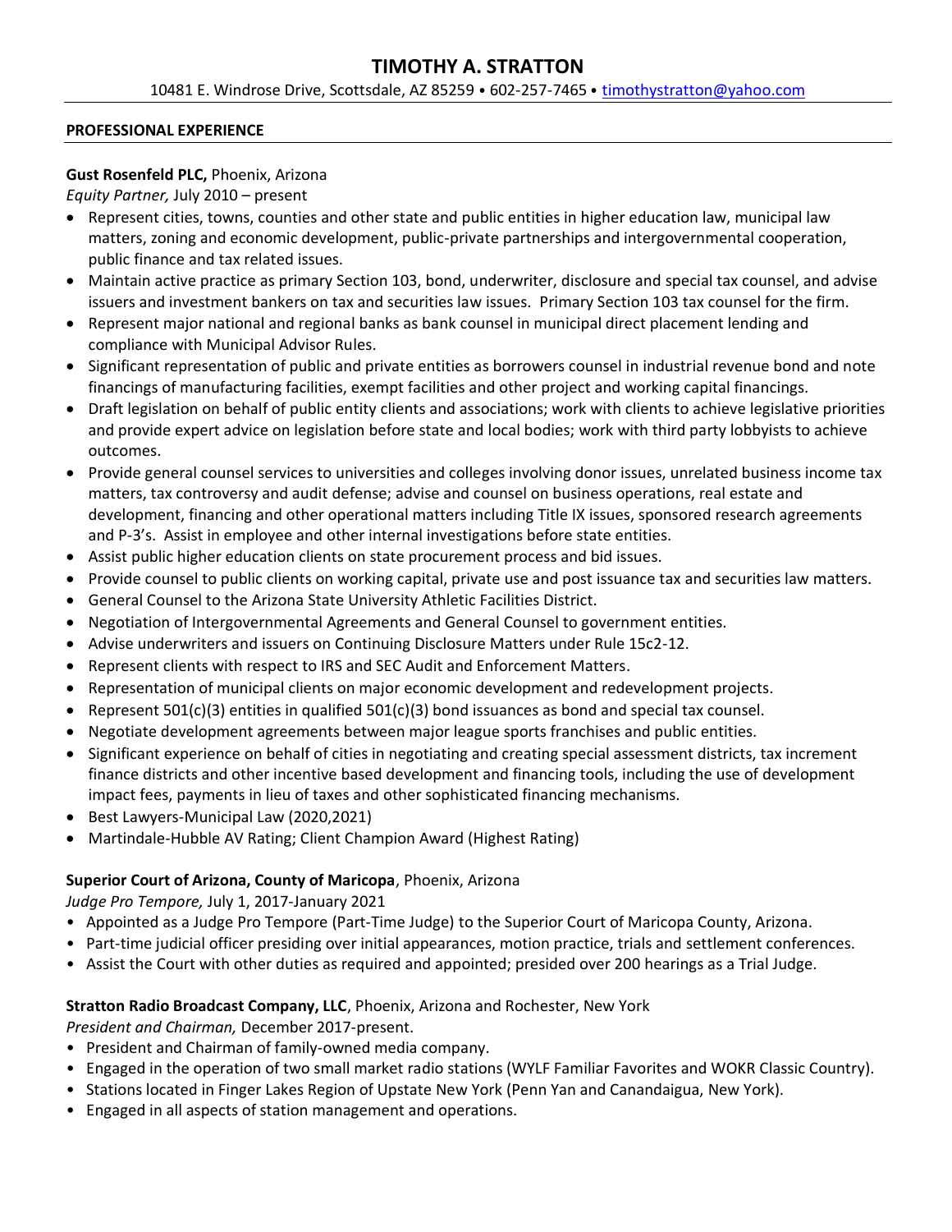# TIMOTHY A. STRATTON

10481 E. Windrose Drive, Scottsdale, AZ 85259 • 602-257-7465 • timothystratton@yahoo.com

## PROFESSIONAL EXPERIENCE

**Gust Rosenfeld PLC,** Phoenix, Arizona
*Equity Partner,* July 2010 – present

- Represent cities, towns, counties and other state and public entities in higher education law, municipal law matters, zoning and economic development, public-private partnerships and intergovernmental cooperation, public finance and tax related issues.
- Maintain active practice as primary Section 103, bond, underwriter, disclosure and special tax counsel, and advise issuers and investment bankers on tax and securities law issues. Primary Section 103 tax counsel for the firm.
- Represent major national and regional banks as bank counsel in municipal direct placement lending and compliance with Municipal Advisor Rules.
- Significant representation of public and private entities as borrowers counsel in industrial revenue bond and note financings of manufacturing facilities, exempt facilities and other project and working capital financings.
- Draft legislation on behalf of public entity clients and associations; work with clients to achieve legislative priorities and provide expert advice on legislation before state and local bodies; work with third party lobbyists to achieve outcomes.
- Provide general counsel services to universities and colleges involving donor issues, unrelated business income tax matters, tax controversy and audit defense; advise and counsel on business operations, real estate and development, financing and other operational matters including Title IX issues, sponsored research agreements and P-3's. Assist in employee and other internal investigations before state entities.
- Assist public higher education clients on state procurement process and bid issues.
- Provide counsel to public clients on working capital, private use and post issuance tax and securities law matters.
- General Counsel to the Arizona State University Athletic Facilities District.
- Negotiation of Intergovernmental Agreements and General Counsel to government entities.
- Advise underwriters and issuers on Continuing Disclosure Matters under Rule 15c2-12.
- Represent clients with respect to IRS and SEC Audit and Enforcement Matters.
- Representation of municipal clients on major economic development and redevelopment projects.
- Represent 501(c)(3) entities in qualified 501(c)(3) bond issuances as bond and special tax counsel.
- Negotiate development agreements between major league sports franchises and public entities.
- Significant experience on behalf of cities in negotiating and creating special assessment districts, tax increment finance districts and other incentive based development and financing tools, including the use of development impact fees, payments in lieu of taxes and other sophisticated financing mechanisms.
- Best Lawyers-Municipal Law (2020,2021)
- Martindale-Hubble AV Rating; Client Champion Award (Highest Rating)

**Superior Court of Arizona, County of Maricopa**, Phoenix, Arizona
*Judge Pro Tempore,* July 1, 2017-January 2021

- Appointed as a Judge Pro Tempore (Part-Time Judge) to the Superior Court of Maricopa County, Arizona.
- Part-time judicial officer presiding over initial appearances, motion practice, trials and settlement conferences.
- Assist the Court with other duties as required and appointed; presided over 200 hearings as a Trial Judge.

**Stratton Radio Broadcast Company, LLC**, Phoenix, Arizona and Rochester, New York
*President and Chairman,* December 2017-present.

- President and Chairman of family-owned media company.
- Engaged in the operation of two small market radio stations (WYLF Familiar Favorites and WOKR Classic Country).
- Stations located in Finger Lakes Region of Upstate New York (Penn Yan and Canandaigua, New York).
- Engaged in all aspects of station management and operations.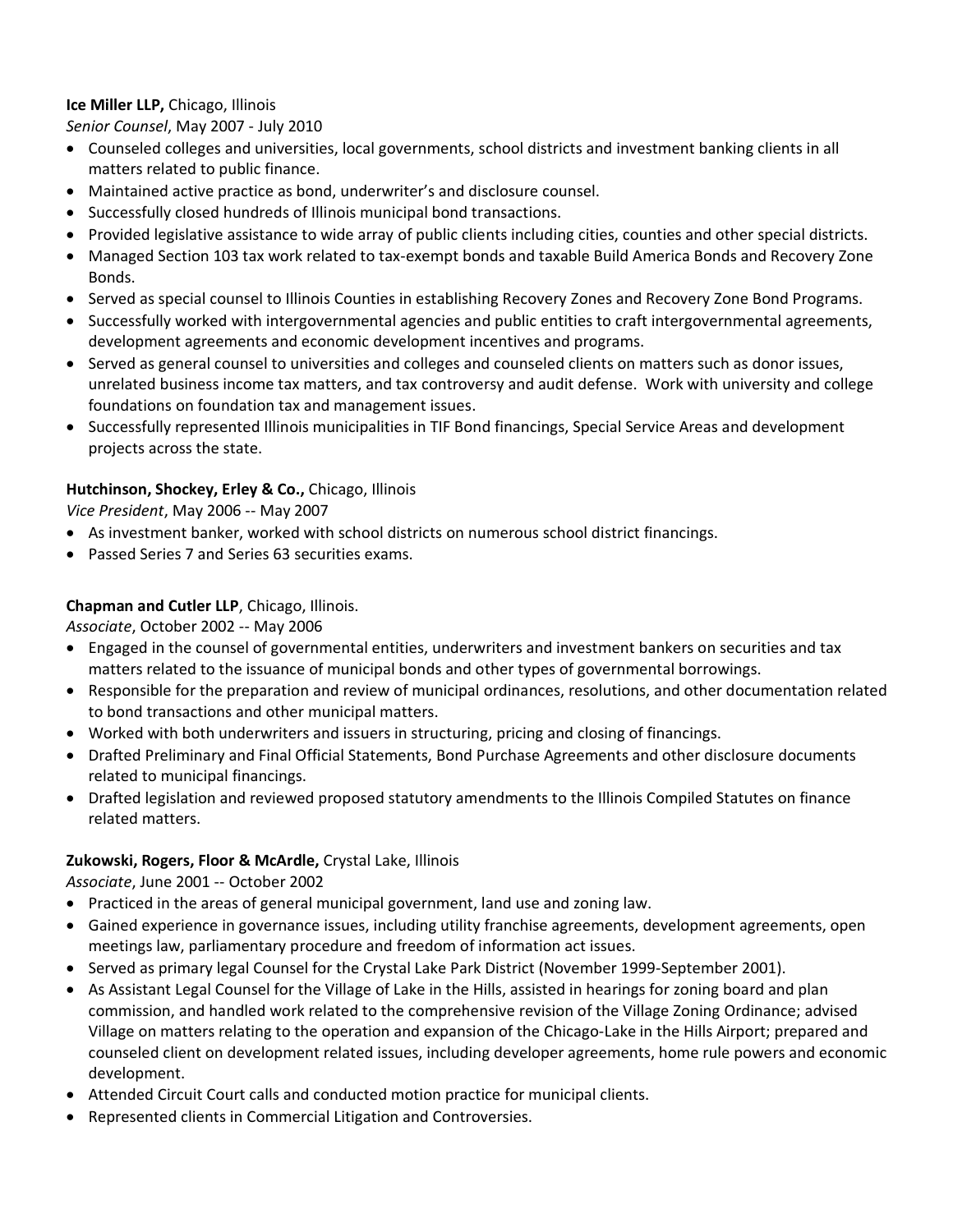**Ice Miller LLP,** Chicago, Illinois
*Senior Counsel*, May 2007 - July 2010

- Counseled colleges and universities, local governments, school districts and investment banking clients in all matters related to public finance.
- Maintained active practice as bond, underwriter's and disclosure counsel.
- Successfully closed hundreds of Illinois municipal bond transactions.
- Provided legislative assistance to wide array of public clients including cities, counties and other special districts.
- Managed Section 103 tax work related to tax-exempt bonds and taxable Build America Bonds and Recovery Zone Bonds.
- Served as special counsel to Illinois Counties in establishing Recovery Zones and Recovery Zone Bond Programs.
- Successfully worked with intergovernmental agencies and public entities to craft intergovernmental agreements, development agreements and economic development incentives and programs.
- Served as general counsel to universities and colleges and counseled clients on matters such as donor issues, unrelated business income tax matters, and tax controversy and audit defense. Work with university and college foundations on foundation tax and management issues.
- Successfully represented Illinois municipalities in TIF Bond financings, Special Service Areas and development projects across the state.

**Hutchinson, Shockey, Erley & Co.,** Chicago, Illinois
*Vice President*, May 2006 -- May 2007

- As investment banker, worked with school districts on numerous school district financings.
- Passed Series 7 and Series 63 securities exams.

**Chapman and Cutler LLP**, Chicago, Illinois.
*Associate*, October 2002 -- May 2006

- Engaged in the counsel of governmental entities, underwriters and investment bankers on securities and tax matters related to the issuance of municipal bonds and other types of governmental borrowings.
- Responsible for the preparation and review of municipal ordinances, resolutions, and other documentation related to bond transactions and other municipal matters.
- Worked with both underwriters and issuers in structuring, pricing and closing of financings.
- Drafted Preliminary and Final Official Statements, Bond Purchase Agreements and other disclosure documents related to municipal financings.
- Drafted legislation and reviewed proposed statutory amendments to the Illinois Compiled Statutes on finance related matters.

**Zukowski, Rogers, Floor & McArdle,** Crystal Lake, Illinois
*Associate*, June 2001 -- October 2002

- Practiced in the areas of general municipal government, land use and zoning law.
- Gained experience in governance issues, including utility franchise agreements, development agreements, open meetings law, parliamentary procedure and freedom of information act issues.
- Served as primary legal Counsel for the Crystal Lake Park District (November 1999-September 2001).
- As Assistant Legal Counsel for the Village of Lake in the Hills, assisted in hearings for zoning board and plan commission, and handled work related to the comprehensive revision of the Village Zoning Ordinance; advised Village on matters relating to the operation and expansion of the Chicago-Lake in the Hills Airport; prepared and counseled client on development related issues, including developer agreements, home rule powers and economic development.
- Attended Circuit Court calls and conducted motion practice for municipal clients.
- Represented clients in Commercial Litigation and Controversies.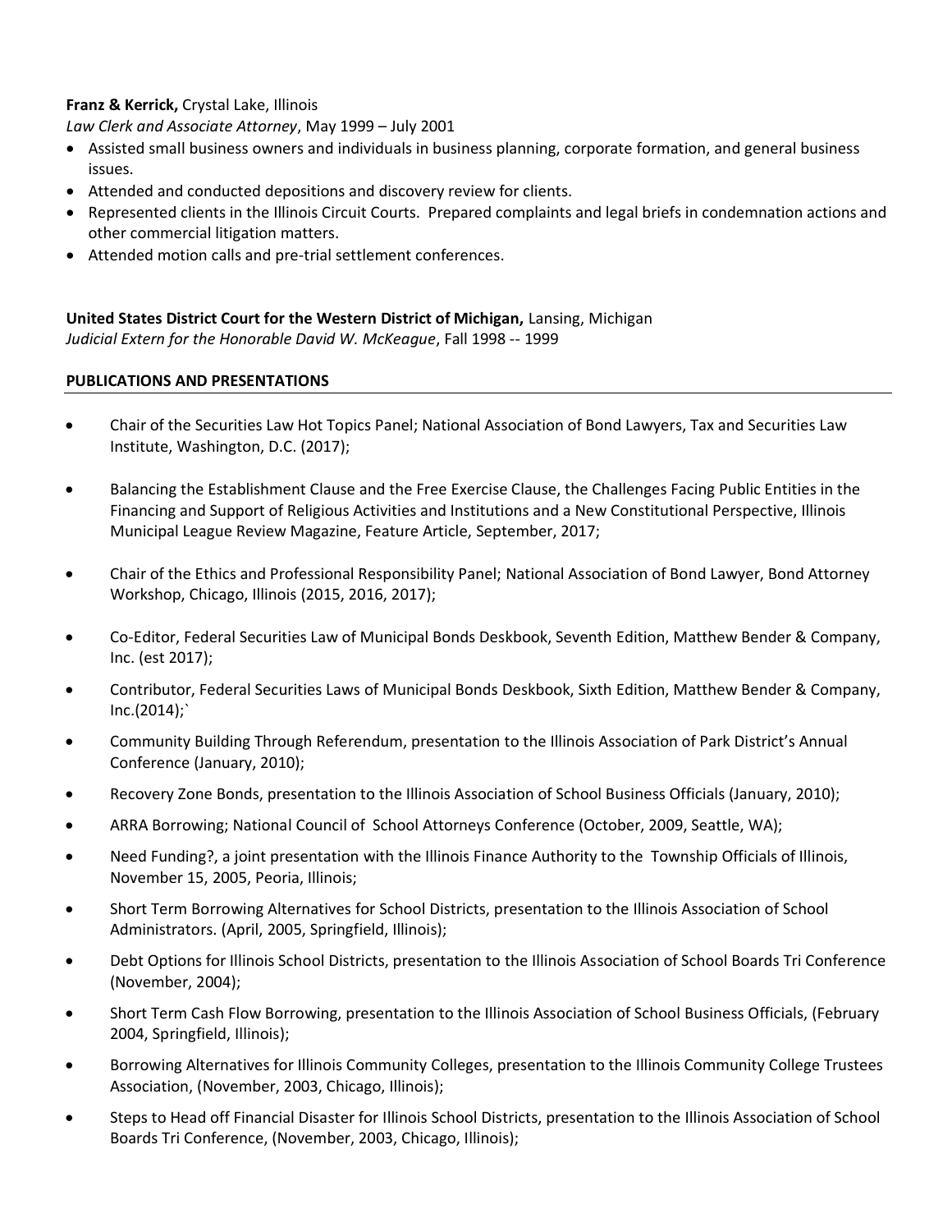**Franz & Kerrick,** Crystal Lake, Illinois
*Law Clerk and Associate Attorney*, May 1999 – July 2001

- Assisted small business owners and individuals in business planning, corporate formation, and general business issues.
- Attended and conducted depositions and discovery review for clients.
- Represented clients in the Illinois Circuit Courts. Prepared complaints and legal briefs in condemnation actions and other commercial litigation matters.
- Attended motion calls and pre-trial settlement conferences.

**United States District Court for the Western District of Michigan,** Lansing, Michigan
*Judicial Extern for the Honorable David W. McKeague*, Fall 1998 -- 1999

## PUBLICATIONS AND PRESENTATIONS

- Chair of the Securities Law Hot Topics Panel; National Association of Bond Lawyers, Tax and Securities Law Institute, Washington, D.C. (2017);
- Balancing the Establishment Clause and the Free Exercise Clause, the Challenges Facing Public Entities in the Financing and Support of Religious Activities and Institutions and a New Constitutional Perspective, Illinois Municipal League Review Magazine, Feature Article, September, 2017;
- Chair of the Ethics and Professional Responsibility Panel; National Association of Bond Lawyer, Bond Attorney Workshop, Chicago, Illinois (2015, 2016, 2017);
- Co-Editor, Federal Securities Law of Municipal Bonds Deskbook, Seventh Edition, Matthew Bender & Company, Inc. (est 2017);
- Contributor, Federal Securities Laws of Municipal Bonds Deskbook, Sixth Edition, Matthew Bender & Company, Inc.(2014);`
- Community Building Through Referendum, presentation to the Illinois Association of Park District's Annual Conference (January, 2010);
- Recovery Zone Bonds, presentation to the Illinois Association of School Business Officials (January, 2010);
- ARRA Borrowing; National Council of School Attorneys Conference (October, 2009, Seattle, WA);
- Need Funding?, a joint presentation with the Illinois Finance Authority to the Township Officials of Illinois, November 15, 2005, Peoria, Illinois;
- Short Term Borrowing Alternatives for School Districts, presentation to the Illinois Association of School Administrators. (April, 2005, Springfield, Illinois);
- Debt Options for Illinois School Districts, presentation to the Illinois Association of School Boards Tri Conference (November, 2004);
- Short Term Cash Flow Borrowing, presentation to the Illinois Association of School Business Officials, (February 2004, Springfield, Illinois);
- Borrowing Alternatives for Illinois Community Colleges, presentation to the Illinois Community College Trustees Association, (November, 2003, Chicago, Illinois);
- Steps to Head off Financial Disaster for Illinois School Districts, presentation to the Illinois Association of School Boards Tri Conference, (November, 2003, Chicago, Illinois);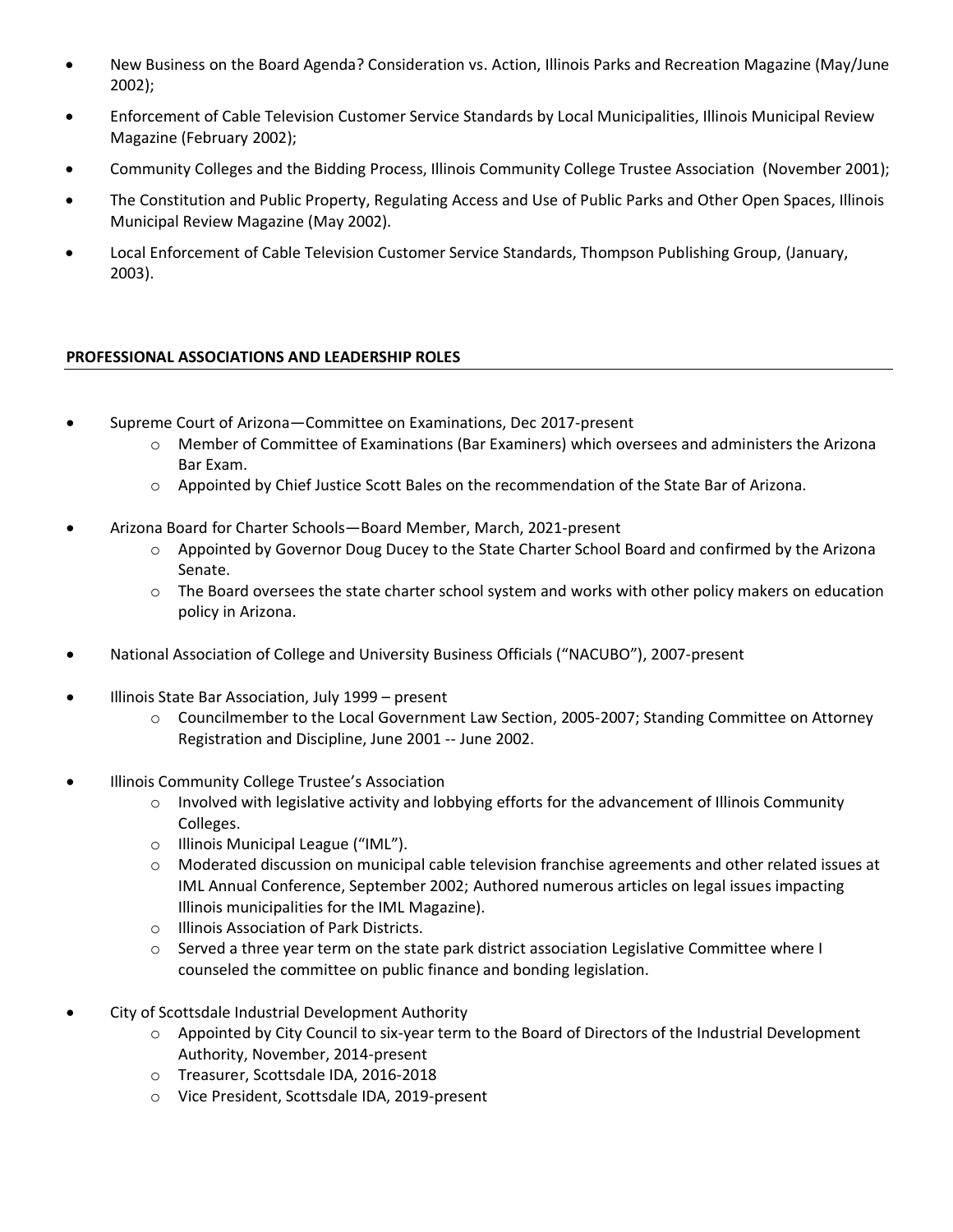- New Business on the Board Agenda? Consideration vs. Action, Illinois Parks and Recreation Magazine (May/June 2002);
- Enforcement of Cable Television Customer Service Standards by Local Municipalities, Illinois Municipal Review Magazine (February 2002);
- Community Colleges and the Bidding Process, Illinois Community College Trustee Association (November 2001);
- The Constitution and Public Property, Regulating Access and Use of Public Parks and Other Open Spaces, Illinois Municipal Review Magazine (May 2002).
- Local Enforcement of Cable Television Customer Service Standards, Thompson Publishing Group, (January, 2003).

## PROFESSIONAL ASSOCIATIONS AND LEADERSHIP ROLES

- Supreme Court of Arizona—Committee on Examinations, Dec 2017-present
    - Member of Committee of Examinations (Bar Examiners) which oversees and administers the Arizona Bar Exam.
    - Appointed by Chief Justice Scott Bales on the recommendation of the State Bar of Arizona.
- Arizona Board for Charter Schools—Board Member, March, 2021-present
    - Appointed by Governor Doug Ducey to the State Charter School Board and confirmed by the Arizona Senate.
    - The Board oversees the state charter school system and works with other policy makers on education policy in Arizona.
- National Association of College and University Business Officials ("NACUBO"), 2007-present
- Illinois State Bar Association, July 1999 – present
    - Councilmember to the Local Government Law Section, 2005-2007; Standing Committee on Attorney Registration and Discipline, June 2001 -- June 2002.
- Illinois Community College Trustee's Association
    - Involved with legislative activity and lobbying efforts for the advancement of Illinois Community Colleges.
    - Illinois Municipal League ("IML").
    - Moderated discussion on municipal cable television franchise agreements and other related issues at IML Annual Conference, September 2002; Authored numerous articles on legal issues impacting Illinois municipalities for the IML Magazine).
    - Illinois Association of Park Districts.
    - Served a three year term on the state park district association Legislative Committee where I counseled the committee on public finance and bonding legislation.
- City of Scottsdale Industrial Development Authority
    - Appointed by City Council to six-year term to the Board of Directors of the Industrial Development Authority, November, 2014-present
    - Treasurer, Scottsdale IDA, 2016-2018
    - Vice President, Scottsdale IDA, 2019-present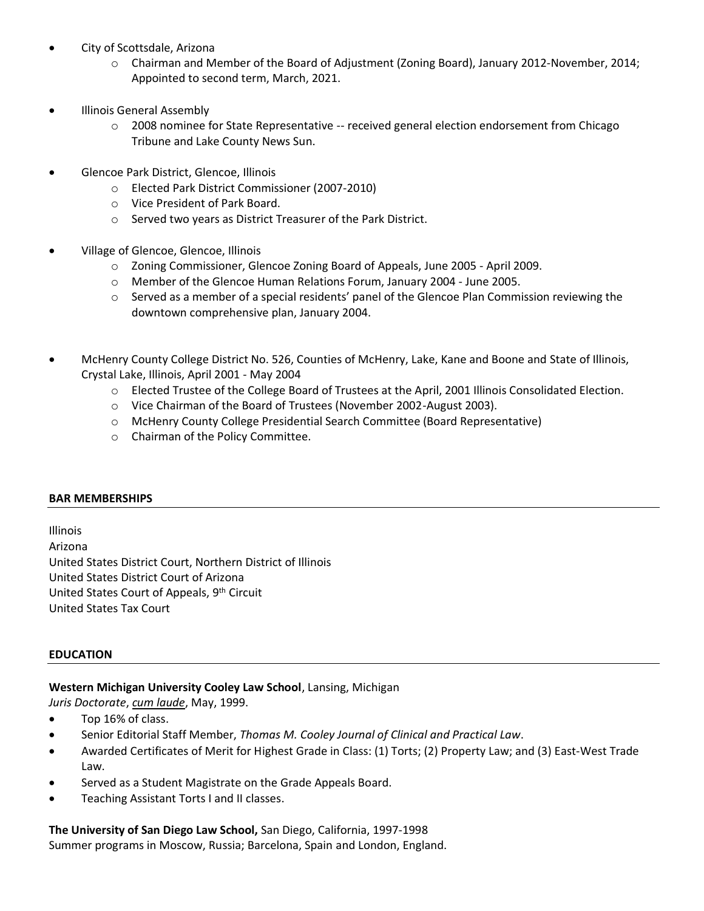- City of Scottsdale, Arizona
    - Chairman and Member of the Board of Adjustment (Zoning Board), January 2012-November, 2014; Appointed to second term, March, 2021.

- Illinois General Assembly
    - 2008 nominee for State Representative -- received general election endorsement from Chicago Tribune and Lake County News Sun.

- Glencoe Park District, Glencoe, Illinois
    - Elected Park District Commissioner (2007-2010)
    - Vice President of Park Board.
    - Served two years as District Treasurer of the Park District.

- Village of Glencoe, Glencoe, Illinois
    - Zoning Commissioner, Glencoe Zoning Board of Appeals, June 2005 - April 2009.
    - Member of the Glencoe Human Relations Forum, January 2004 - June 2005.
    - Served as a member of a special residents' panel of the Glencoe Plan Commission reviewing the downtown comprehensive plan, January 2004.

- McHenry County College District No. 526, Counties of McHenry, Lake, Kane and Boone and State of Illinois, Crystal Lake, Illinois, April 2001 - May 2004
    - Elected Trustee of the College Board of Trustees at the April, 2001 Illinois Consolidated Election.
    - Vice Chairman of the Board of Trustees (November 2002-August 2003).
    - McHenry County College Presidential Search Committee (Board Representative)
    - Chairman of the Policy Committee.

## BAR MEMBERSHIPS

Illinois
Arizona
United States District Court, Northern District of Illinois
United States District Court of Arizona
United States Court of Appeals, 9th Circuit
United States Tax Court

## EDUCATION

**Western Michigan University Cooley Law School**, Lansing, Michigan
*Juris Doctorate*, *cum laude*, May, 1999.

- Top 16% of class.
- Senior Editorial Staff Member, *Thomas M. Cooley Journal of Clinical and Practical Law*.
- Awarded Certificates of Merit for Highest Grade in Class: (1) Torts; (2) Property Law; and (3) East-West Trade Law.
- Served as a Student Magistrate on the Grade Appeals Board.
- Teaching Assistant Torts I and II classes.

**The University of San Diego Law School,** San Diego, California, 1997-1998
Summer programs in Moscow, Russia; Barcelona, Spain and London, England.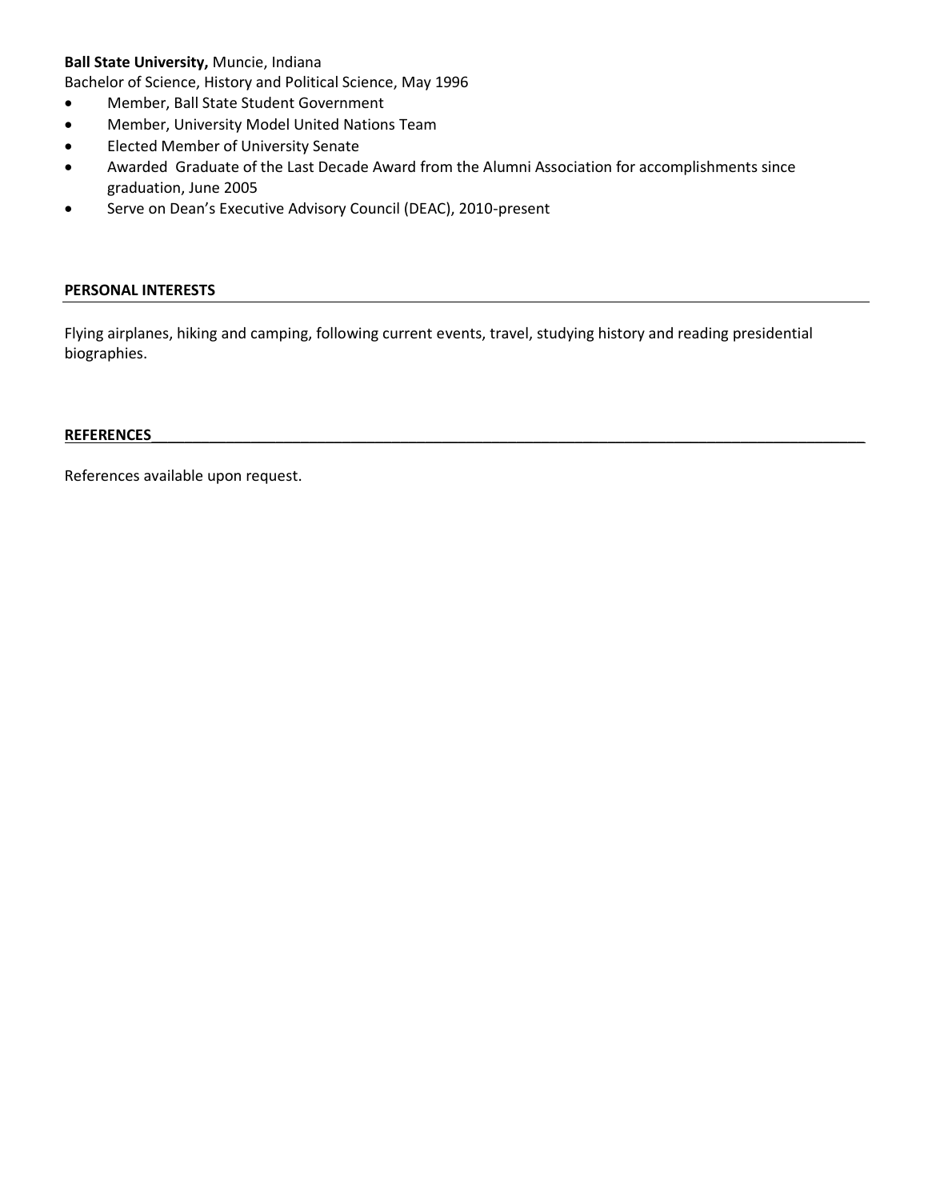**Ball State University,** Muncie, Indiana
Bachelor of Science, History and Political Science, May 1996

- Member, Ball State Student Government
- Member, University Model United Nations Team
- Elected Member of University Senate
- Awarded Graduate of the Last Decade Award from the Alumni Association for accomplishments since graduation, June 2005
- Serve on Dean's Executive Advisory Council (DEAC), 2010-present

## PERSONAL INTERESTS

Flying airplanes, hiking and camping, following current events, travel, studying history and reading presidential biographies.

## REFERENCES

References available upon request.